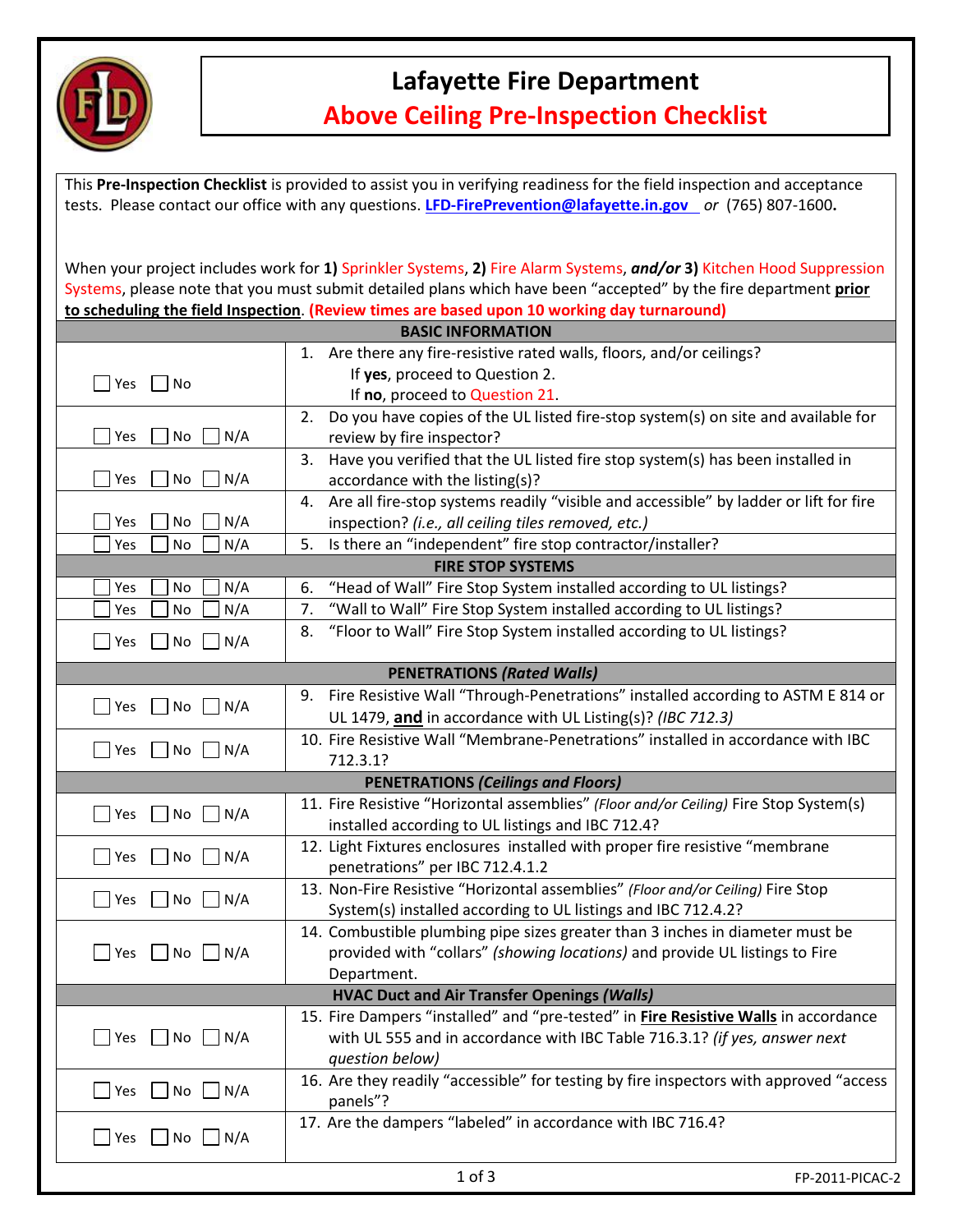# Lafayette Fire Department

## Above Ceiling Pre-Inspection Checklist

This **Pre-Inspection Checklist** is provided to assist you in verifying readiness for the field inspection and acceptance tests. Please contact our office with any questions. **LFD-FirePrevention@lafayette.in.gov** *or* (765) 807-1600**.**

When your project includes work for **1)** Sprinkler Systems, **2)** Fire Alarm Systems, ***and/or*** **3)** Kitchen Hood Suppression Systems, please note that you must submit detailed plans which have been "accepted" by the fire department **prior to scheduling the field Inspection**. **(Review times are based upon 10 working day turnaround)**

| | |
|---|---|
| **BASIC INFORMATION** | |
| ☐ Yes ☐ No | 1. Are there any fire-resistive rated walls, floors, and/or ceilings? If **yes**, proceed to Question 2. If **no**, proceed to Question 21. |
| ☐ Yes ☐ No ☐ N/A | 2. Do you have copies of the UL listed fire-stop system(s) on site and available for review by fire inspector? |
| ☐ Yes ☐ No ☐ N/A | 3. Have you verified that the UL listed fire stop system(s) has been installed in accordance with the listing(s)? |
| ☐ Yes ☐ No ☐ N/A | 4. Are all fire-stop systems readily "visible and accessible" by ladder or lift for fire inspection? *(i.e., all ceiling tiles removed, etc.)* |
| ☐ Yes ☐ No ☐ N/A | 5. Is there an "independent" fire stop contractor/installer? |
| **FIRE STOP SYSTEMS** | |
| ☐ Yes ☐ No ☐ N/A | 6. "Head of Wall" Fire Stop System installed according to UL listings? |
| ☐ Yes ☐ No ☐ N/A | 7. "Wall to Wall" Fire Stop System installed according to UL listings? |
| ☐ Yes ☐ No ☐ N/A | 8. "Floor to Wall" Fire Stop System installed according to UL listings? |
| **PENETRATIONS *(Rated Walls)*** | |
| ☐ Yes ☐ No ☐ N/A | 9. Fire Resistive Wall "Through-Penetrations" installed according to ASTM E 814 or UL 1479, **and** in accordance with UL Listing(s)? *(IBC 712.3)* |
| ☐ Yes ☐ No ☐ N/A | 10. Fire Resistive Wall "Membrane-Penetrations" installed in accordance with IBC 712.3.1? |
| **PENETRATIONS *(Ceilings and Floors)*** | |
| ☐ Yes ☐ No ☐ N/A | 11. Fire Resistive "Horizontal assemblies" *(Floor and/or Ceiling)* Fire Stop System(s) installed according to UL listings and IBC 712.4? |
| ☐ Yes ☐ No ☐ N/A | 12. Light Fixtures enclosures installed with proper fire resistive "membrane penetrations" per IBC 712.4.1.2 |
| ☐ Yes ☐ No ☐ N/A | 13. Non-Fire Resistive "Horizontal assemblies" *(Floor and/or Ceiling)* Fire Stop System(s) installed according to UL listings and IBC 712.4.2? |
| ☐ Yes ☐ No ☐ N/A | 14. Combustible plumbing pipe sizes greater than 3 inches in diameter must be provided with "collars" *(showing locations)* and provide UL listings to Fire Department. |
| **HVAC Duct and Air Transfer Openings *(Walls)*** | |
| ☐ Yes ☐ No ☐ N/A | 15. Fire Dampers "installed" and "pre-tested" in **Fire Resistive Walls** in accordance with UL 555 and in accordance with IBC Table 716.3.1? *(if yes, answer next question below)* |
| ☐ Yes ☐ No ☐ N/A | 16. Are they readily "accessible" for testing by fire inspectors with approved "access panels"? |
| ☐ Yes ☐ No ☐ N/A | 17. Are the dampers "labeled" in accordance with IBC 716.4? |

FP-2011-PICAC-2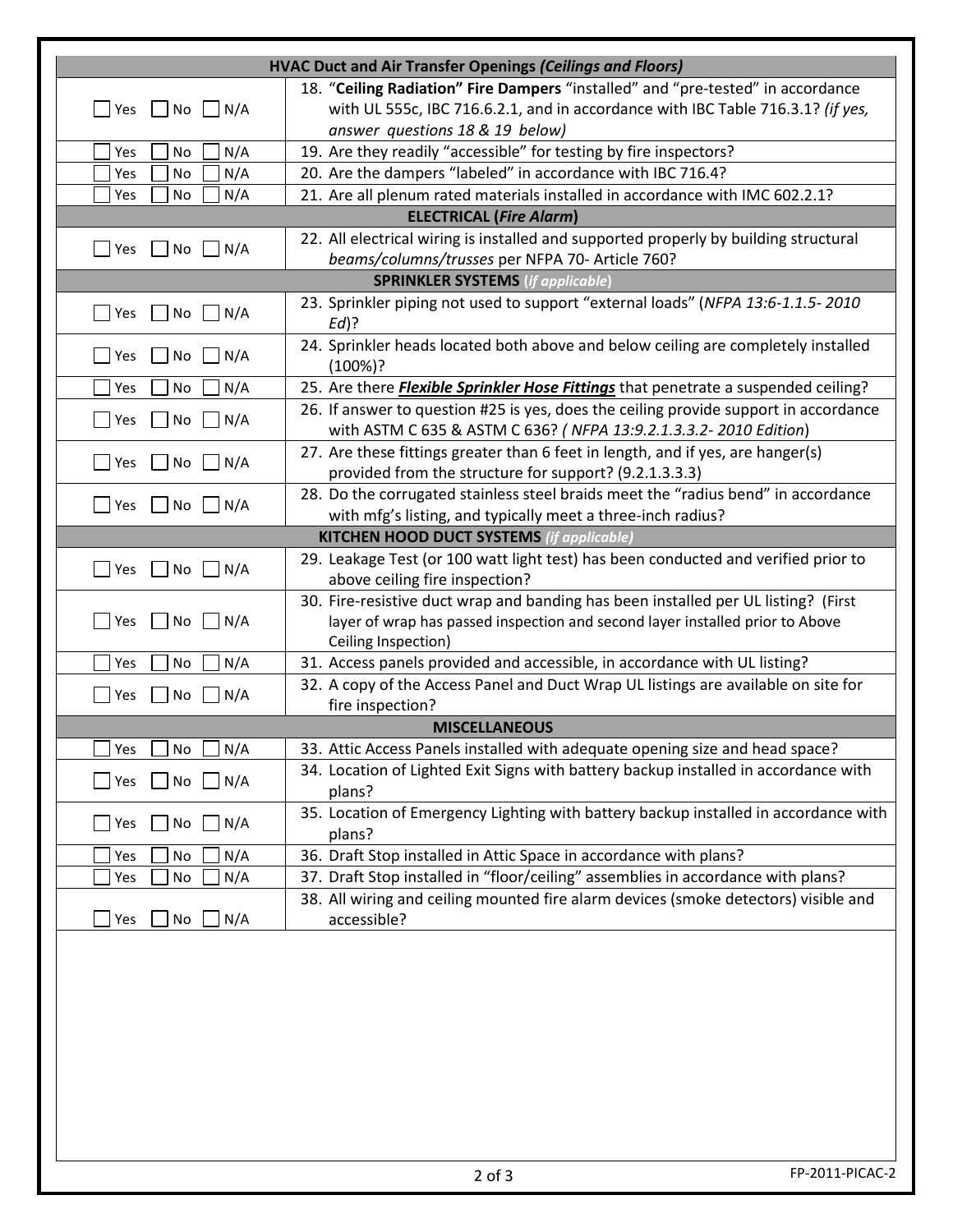| HVAC Duct and Air Transfer Openings *(Ceilings and Floors)* | |
|---|---|
| ☐ Yes ☐ No ☐ N/A | 18. "**Ceiling Radiation" Fire Dampers** "installed" and "pre-tested" in accordance with UL 555c, IBC 716.6.2.1, and in accordance with IBC Table 716.3.1? *(if yes, answer questions 18 & 19 below)* |
| ☐ Yes ☐ No ☐ N/A | 19. Are they readily "accessible" for testing by fire inspectors? |
| ☐ Yes ☐ No ☐ N/A | 20. Are the dampers "labeled" in accordance with IBC 716.4? |
| ☐ Yes ☐ No ☐ N/A | 21. Are all plenum rated materials installed in accordance with IMC 602.2.1? |
| **ELECTRICAL (*Fire Alarm*)** | |
| ☐ Yes ☐ No ☐ N/A | 22. All electrical wiring is installed and supported properly by building structural *beams/columns/trusses* per NFPA 70- Article 760? |
| **SPRINKLER SYSTEMS (*if applicable*)** | |
| ☐ Yes ☐ No ☐ N/A | 23. Sprinkler piping not used to support "external loads" (*NFPA 13:6-1.1.5- 2010 Ed*)? |
| ☐ Yes ☐ No ☐ N/A | 24. Sprinkler heads located both above and below ceiling are completely installed (100%)? |
| ☐ Yes ☐ No ☐ N/A | 25. Are there ***Flexible Sprinkler Hose Fittings*** that penetrate a suspended ceiling? |
| ☐ Yes ☐ No ☐ N/A | 26. If answer to question #25 is yes, does the ceiling provide support in accordance with ASTM C 635 & ASTM C 636? *( NFPA 13:9.2.1.3.3.2- 2010 Edition*) |
| ☐ Yes ☐ No ☐ N/A | 27. Are these fittings greater than 6 feet in length, and if yes, are hanger(s) provided from the structure for support? (9.2.1.3.3.3) |
| ☐ Yes ☐ No ☐ N/A | 28. Do the corrugated stainless steel braids meet the "radius bend" in accordance with mfg's listing, and typically meet a three-inch radius? |
| **KITCHEN HOOD DUCT SYSTEMS (*if applicable*)** | |
| ☐ Yes ☐ No ☐ N/A | 29. Leakage Test (or 100 watt light test) has been conducted and verified prior to above ceiling fire inspection? |
| ☐ Yes ☐ No ☐ N/A | 30. Fire-resistive duct wrap and banding has been installed per UL listing? (First layer of wrap has passed inspection and second layer installed prior to Above Ceiling Inspection) |
| ☐ Yes ☐ No ☐ N/A | 31. Access panels provided and accessible, in accordance with UL listing? |
| ☐ Yes ☐ No ☐ N/A | 32. A copy of the Access Panel and Duct Wrap UL listings are available on site for fire inspection? |
| **MISCELLANEOUS** | |
| ☐ Yes ☐ No ☐ N/A | 33. Attic Access Panels installed with adequate opening size and head space? |
| ☐ Yes ☐ No ☐ N/A | 34. Location of Lighted Exit Signs with battery backup installed in accordance with plans? |
| ☐ Yes ☐ No ☐ N/A | 35. Location of Emergency Lighting with battery backup installed in accordance with plans? |
| ☐ Yes ☐ No ☐ N/A | 36. Draft Stop installed in Attic Space in accordance with plans? |
| ☐ Yes ☐ No ☐ N/A | 37. Draft Stop installed in "floor/ceiling" assemblies in accordance with plans? |
| ☐ Yes ☐ No ☐ N/A | 38. All wiring and ceiling mounted fire alarm devices (smoke detectors) visible and accessible? |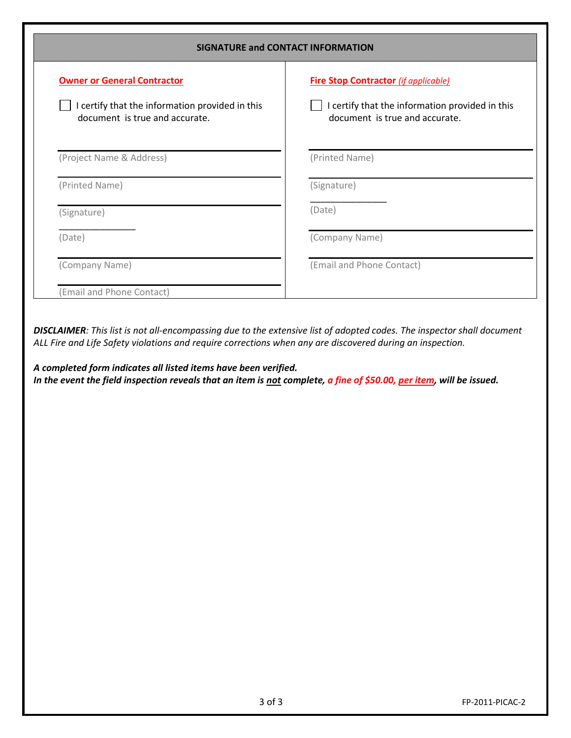## SIGNATURE and CONTACT INFORMATION

| | |
|---|---|
| **Owner or General Contractor** | **Fire Stop Contractor** *(if applicable)* |
| ☐ I certify that the information provided in this document is true and accurate. | ☐ I certify that the information provided in this document is true and accurate. |
| (Project Name & Address) | (Printed Name) |
| (Printed Name) | (Signature) |
| (Signature) | (Date) |
| (Date) | (Company Name) |
| (Company Name) | (Email and Phone Contact) |
| (Email and Phone Contact) | |

***DISCLAIMER****: This list is not all-encompassing due to the extensive list of adopted codes. The inspector shall document ALL Fire and Life Safety violations and require corrections when any are discovered during an inspection.*

***A completed form indicates all listed items have been verified.***
***In the event the field inspection reveals that an item is not complete, a fine of $50.00, per item, will be issued.***

FP-2011-PICAC-2